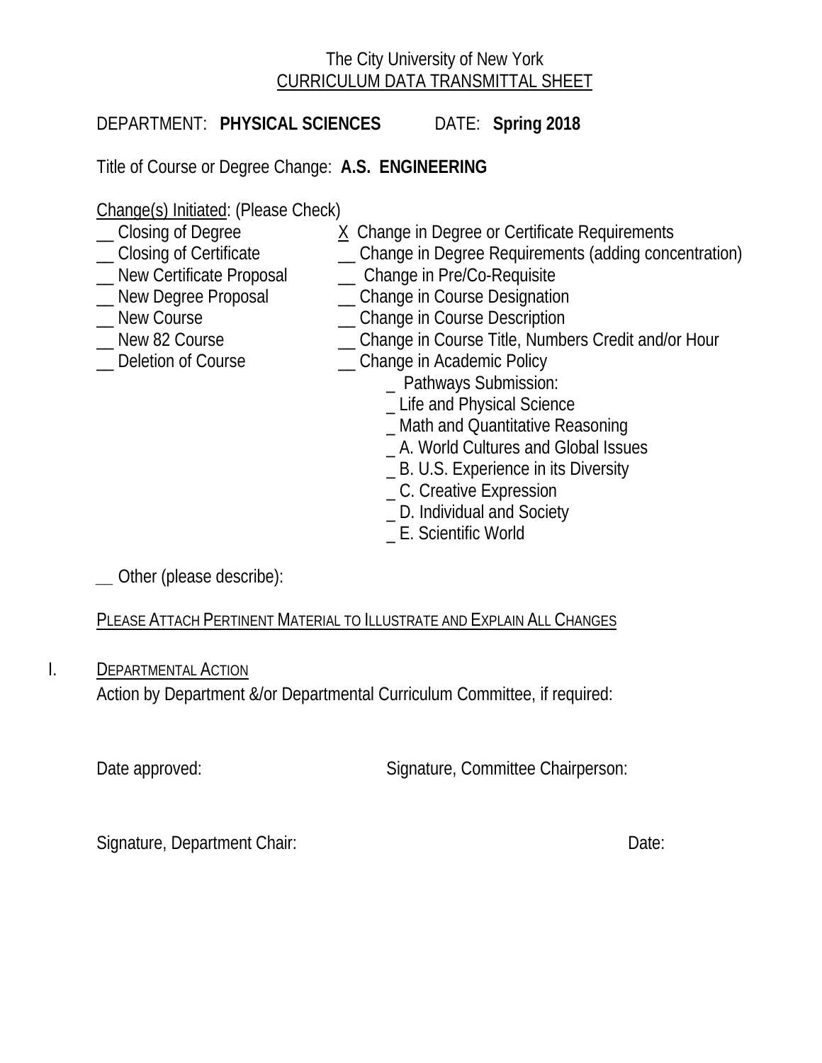The City University of New York
CURRICULUM DATA TRANSMITTAL SHEET

DEPARTMENT: **PHYSICAL SCIENCES** DATE: **Spring 2018**

Title of Course or Degree Change: **A.S. ENGINEERING**

Change(s) Initiated: (Please Check)

__ Closing of Degree
__ Closing of Certificate
__ New Certificate Proposal
__ New Degree Proposal
__ New Course
__ New 82 Course
__ Deletion of Course

X Change in Degree or Certificate Requirements
__ Change in Degree Requirements (adding concentration)
__ Change in Pre/Co-Requisite
__ Change in Course Designation
__ Change in Course Description
__ Change in Course Title, Numbers Credit and/or Hour
__ Change in Academic Policy

- _ Pathways Submission:
- _ Life and Physical Science
- _ Math and Quantitative Reasoning
- _ A. World Cultures and Global Issues
- _ B. U.S. Experience in its Diversity
- _ C. Creative Expression
- _ D. Individual and Society
- _ E. Scientific World

__ Other (please describe):

PLEASE ATTACH PERTINENT MATERIAL TO ILLUSTRATE AND EXPLAIN ALL CHANGES

I. DEPARTMENTAL ACTION

Action by Department &/or Departmental Curriculum Committee, if required:

Date approved: Signature, Committee Chairperson:

Signature, Department Chair: Date: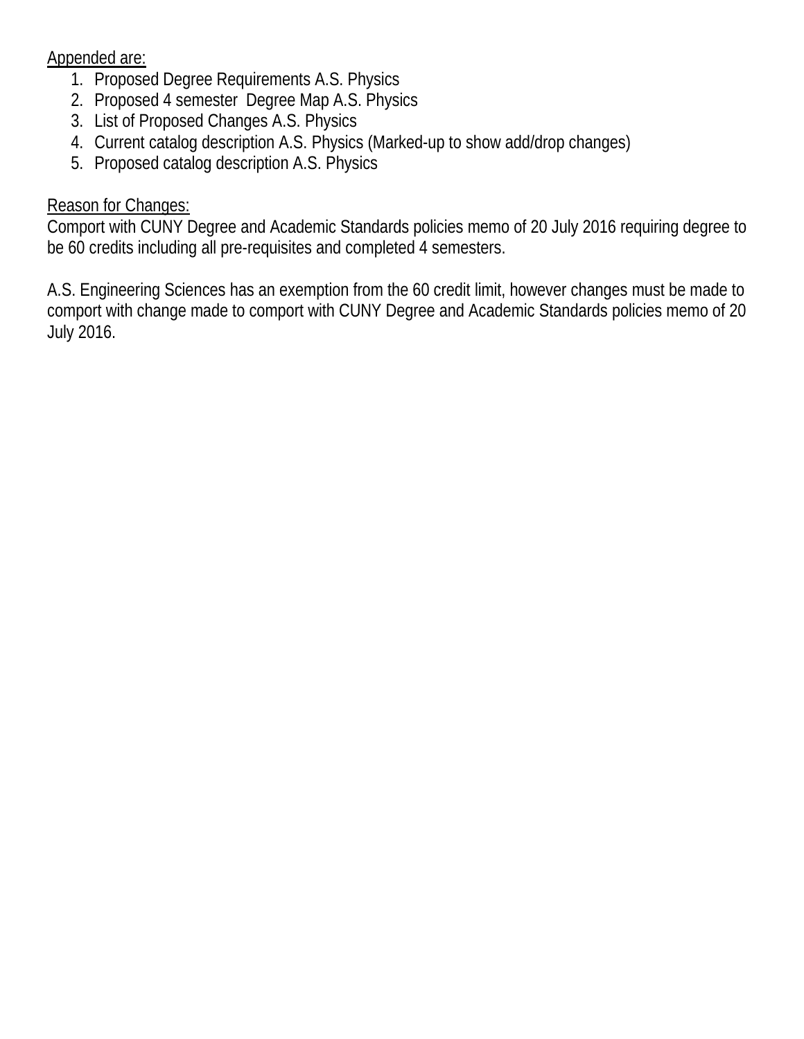Appended are:

1. Proposed Degree Requirements A.S. Physics
2. Proposed 4 semester Degree Map A.S. Physics
3. List of Proposed Changes A.S. Physics
4. Current catalog description A.S. Physics (Marked-up to show add/drop changes)
5. Proposed catalog description A.S. Physics

Reason for Changes:

Comport with CUNY Degree and Academic Standards policies memo of 20 July 2016 requiring degree to be 60 credits including all pre-requisites and completed 4 semesters.

A.S. Engineering Sciences has an exemption from the 60 credit limit, however changes must be made to comport with change made to comport with CUNY Degree and Academic Standards policies memo of 20 July 2016.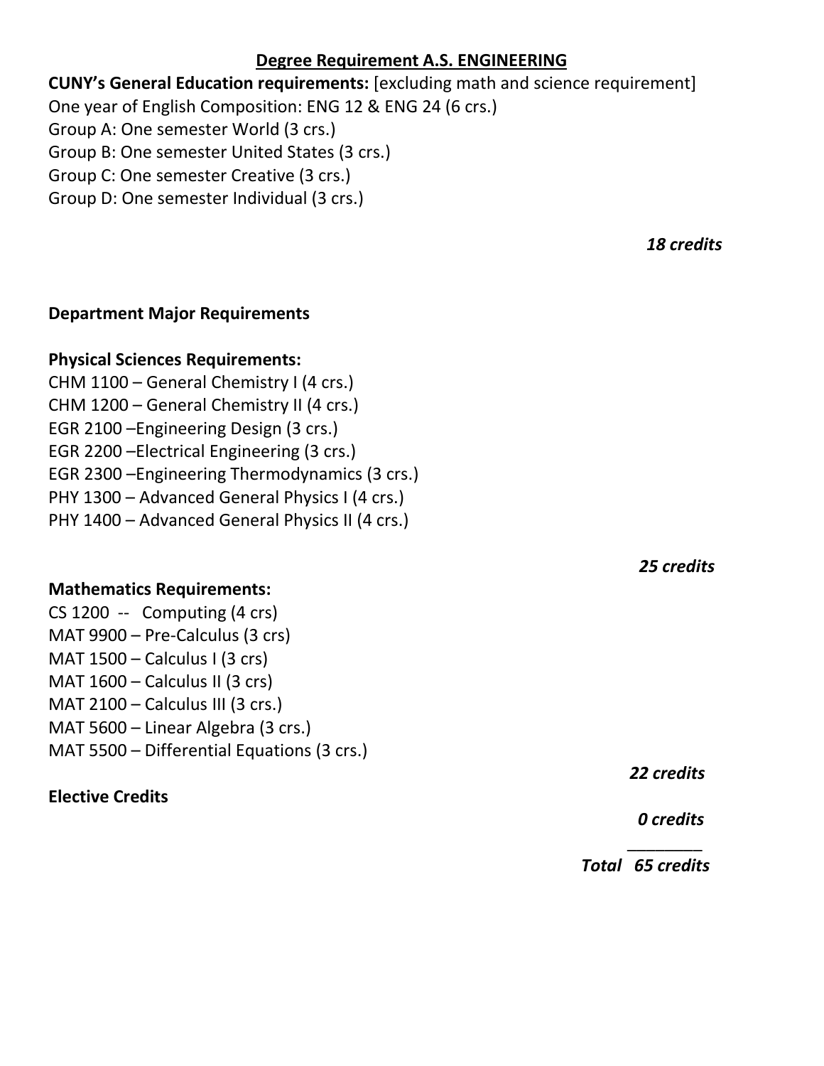## Degree Requirement A.S. ENGINEERING

**CUNY's General Education requirements:** [excluding math and science requirement]
One year of English Composition: ENG 12 & ENG 24 (6 crs.)
Group A: One semester World (3 crs.)
Group B: One semester United States (3 crs.)
Group C: One semester Creative (3 crs.)
Group D: One semester Individual (3 crs.)

***18 credits***

**Department Major Requirements**

**Physical Sciences Requirements:**
CHM 1100 – General Chemistry I (4 crs.)
CHM 1200 – General Chemistry II (4 crs.)
EGR 2100 –Engineering Design (3 crs.)
EGR 2200 –Electrical Engineering (3 crs.)
EGR 2300 –Engineering Thermodynamics (3 crs.)
PHY 1300 – Advanced General Physics I (4 crs.)
PHY 1400 – Advanced General Physics II (4 crs.)

***25 credits***

**Mathematics Requirements:**
CS 1200 -- Computing (4 crs)
MAT 9900 – Pre-Calculus (3 crs)
MAT 1500 – Calculus I (3 crs)
MAT 1600 – Calculus II (3 crs)
MAT 2100 – Calculus III (3 crs.)
MAT 5600 – Linear Algebra (3 crs.)
MAT 5500 – Differential Equations (3 crs.)

***22 credits***

**Elective Credits**

***0 credits***

________

***Total 65 credits***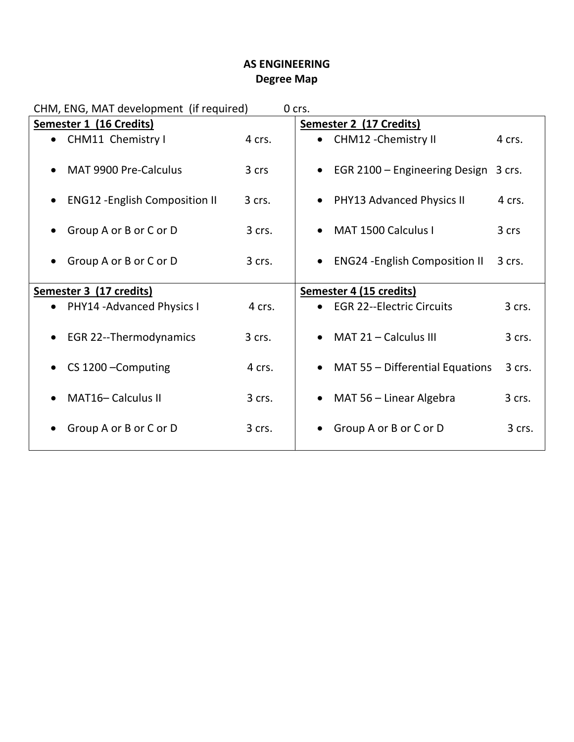# AS ENGINEERING
## Degree Map

CHM, ENG, MAT development (if required) 0 crs.

| Semester 1 (16 Credits) | | Semester 2 (17 Credits) | |
|---|---|---|---|
| CHM11 Chemistry I | 4 crs. | CHM12 -Chemistry II | 4 crs. |
| MAT 9900 Pre-Calculus | 3 crs | EGR 2100 – Engineering Design | 3 crs. |
| ENG12 -English Composition II | 3 crs. | PHY13 Advanced Physics II | 4 crs. |
| Group A or B or C or D | 3 crs. | MAT 1500 Calculus I | 3 crs |
| Group A or B or C or D | 3 crs. | ENG24 -English Composition II | 3 crs. |
| **Semester 3 (17 credits)** | | **Semester 4 (15 credits)** | |
| PHY14 -Advanced Physics I | 4 crs. | EGR 22--Electric Circuits | 3 crs. |
| EGR 22--Thermodynamics | 3 crs. | MAT 21 – Calculus III | 3 crs. |
| CS 1200 –Computing | 4 crs. | MAT 55 – Differential Equations | 3 crs. |
| MAT16– Calculus II | 3 crs. | MAT 56 – Linear Algebra | 3 crs. |
| Group A or B or C or D | 3 crs. | Group A or B or C or D | 3 crs. |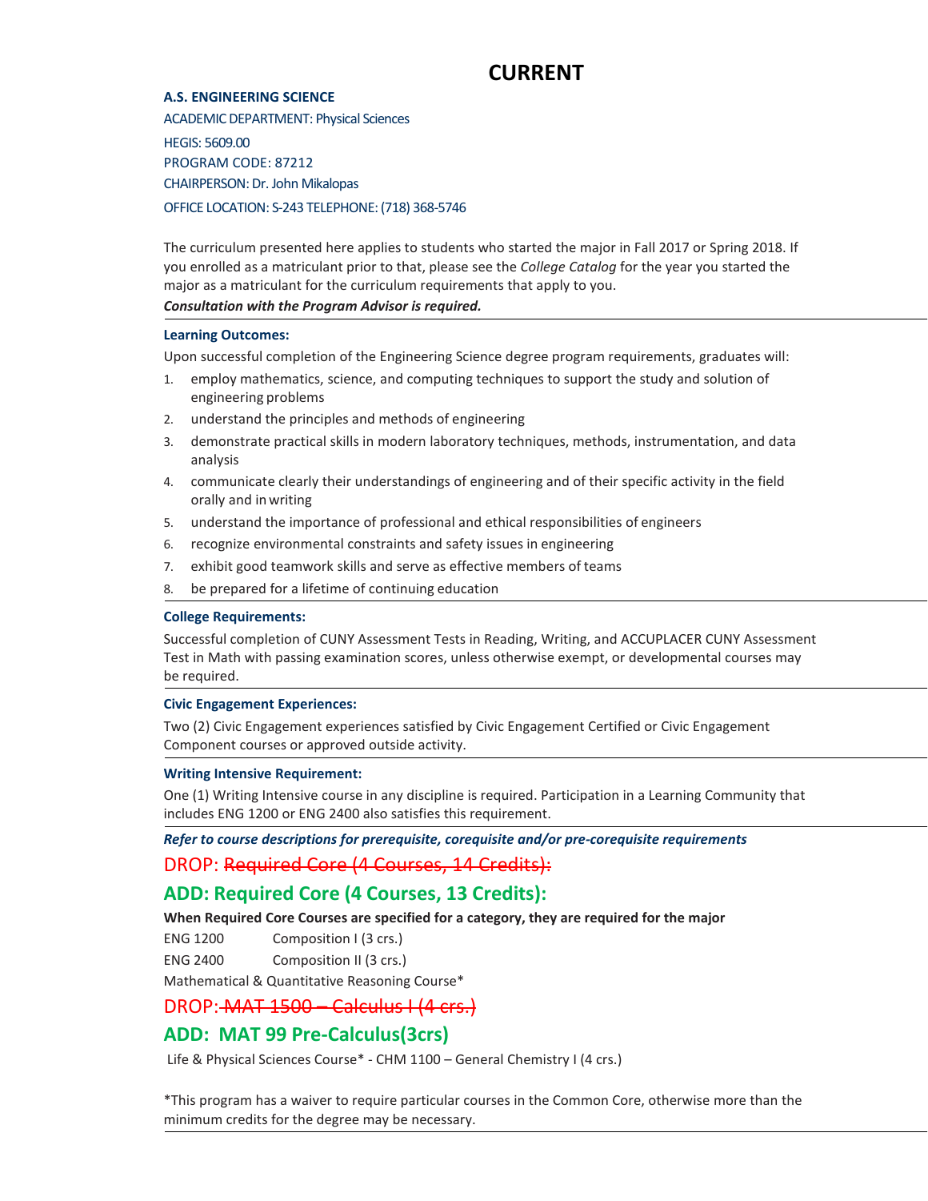# CURRENT

**A.S. ENGINEERING SCIENCE**

ACADEMIC DEPARTMENT: Physical Sciences

HEGIS: 5609.00

PROGRAM CODE: 87212

CHAIRPERSON: Dr. John Mikalopas

OFFICE LOCATION: S-243 TELEPHONE: (718) 368-5746

The curriculum presented here applies to students who started the major in Fall 2017 or Spring 2018. If you enrolled as a matriculant prior to that, please see the *College Catalog* for the year you started the major as a matriculant for the curriculum requirements that apply to you.

***Consultation with the Program Advisor is required.***

---

**Learning Outcomes:**

Upon successful completion of the Engineering Science degree program requirements, graduates will:

1. employ mathematics, science, and computing techniques to support the study and solution of engineering problems
2. understand the principles and methods of engineering
3. demonstrate practical skills in modern laboratory techniques, methods, instrumentation, and data analysis
4. communicate clearly their understandings of engineering and of their specific activity in the field orally and in writing
5. understand the importance of professional and ethical responsibilities of engineers
6. recognize environmental constraints and safety issues in engineering
7. exhibit good teamwork skills and serve as effective members of teams
8. be prepared for a lifetime of continuing education

---

**College Requirements:**

Successful completion of CUNY Assessment Tests in Reading, Writing, and ACCUPLACER CUNY Assessment Test in Math with passing examination scores, unless otherwise exempt, or developmental courses may be required.

---

**Civic Engagement Experiences:**

Two (2) Civic Engagement experiences satisfied by Civic Engagement Certified or Civic Engagement Component courses or approved outside activity.

---

**Writing Intensive Requirement:**

One (1) Writing Intensive course in any discipline is required. Participation in a Learning Community that includes ENG 1200 or ENG 2400 also satisfies this requirement.

---

***Refer to course descriptions for prerequisite, corequisite and/or pre-corequisite requirements***

DROP: ~~Required Core (4 Courses, 14 Credits):~~

## ADD: Required Core (4 Courses, 13 Credits):

**When Required Core Courses are specified for a category, they are required for the major**

ENG 1200 Composition I (3 crs.)

ENG 2400 Composition II (3 crs.)

Mathematical & Quantitative Reasoning Course*

DROP: ~~MAT 1500 – Calculus I (4 crs.)~~

**ADD: MAT 99 Pre-Calculus(3crs)**

Life & Physical Sciences Course* - CHM 1100 – General Chemistry I (4 crs.)

*This program has a waiver to require particular courses in the Common Core, otherwise more than the minimum credits for the degree may be necessary.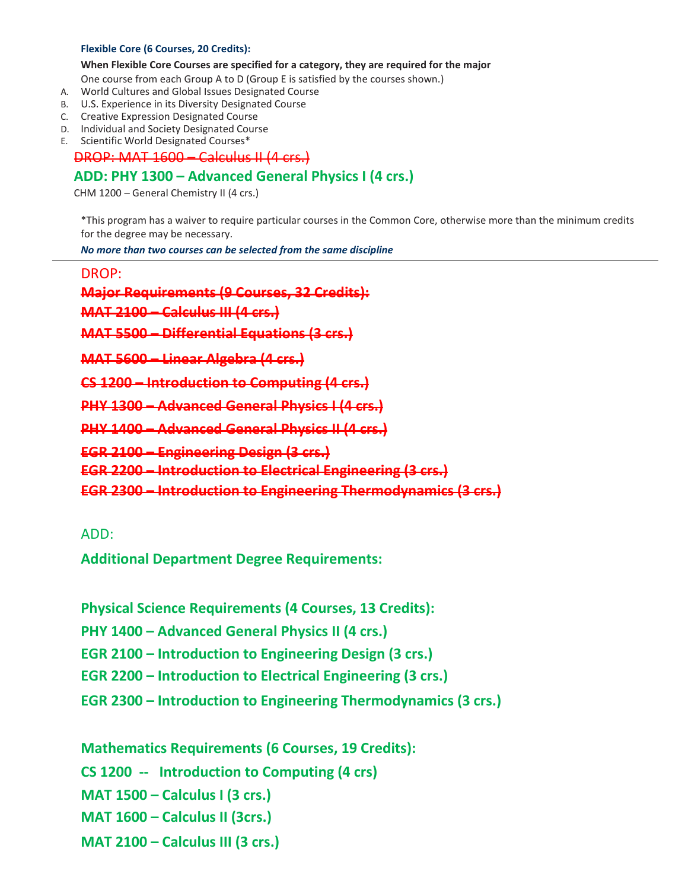**Flexible Core (6 Courses, 20 Credits):**

**When Flexible Core Courses are specified for a category, they are required for the major**

One course from each Group A to D (Group E is satisfied by the courses shown.)

A. World Cultures and Global Issues Designated Course
B. U.S. Experience in its Diversity Designated Course
C. Creative Expression Designated Course
D. Individual and Society Designated Course
E. Scientific World Designated Courses*

~~DROP: MAT 1600 – Calculus II (4 crs.)~~

**ADD: PHY 1300 – Advanced General Physics I (4 crs.)**

CHM 1200 – General Chemistry II (4 crs.)

*This program has a waiver to require particular courses in the Common Core, otherwise more than the minimum credits for the degree may be necessary.

***No more than two courses can be selected from the same discipline***

---

DROP:

~~**Major Requirements (9 Courses, 32 Credits):**~~

~~**MAT 2100 – Calculus III (4 crs.)**~~

~~**MAT 5500 – Differential Equations (3 crs.)**~~

~~**MAT 5600 – Linear Algebra (4 crs.)**~~

~~**CS 1200 – Introduction to Computing (4 crs.)**~~

~~**PHY 1300 – Advanced General Physics I (4 crs.)**~~

~~**PHY 1400 – Advanced General Physics II (4 crs.)**~~

~~**EGR 2100 – Engineering Design (3 crs.)**~~

~~**EGR 2200 – Introduction to Electrical Engineering (3 crs.)**~~

~~**EGR 2300 – Introduction to Engineering Thermodynamics (3 crs.)**~~

ADD:

**Additional Department Degree Requirements:**

**Physical Science Requirements (4 Courses, 13 Credits):**

**PHY 1400 – Advanced General Physics II (4 crs.)**

**EGR 2100 – Introduction to Engineering Design (3 crs.)**

**EGR 2200 – Introduction to Electrical Engineering (3 crs.)**

**EGR 2300 – Introduction to Engineering Thermodynamics (3 crs.)**

**Mathematics Requirements (6 Courses, 19 Credits):**

**CS 1200 -- Introduction to Computing (4 crs)**

**MAT 1500 – Calculus I (3 crs.)**

**MAT 1600 – Calculus II (3crs.)**

**MAT 2100 – Calculus III (3 crs.)**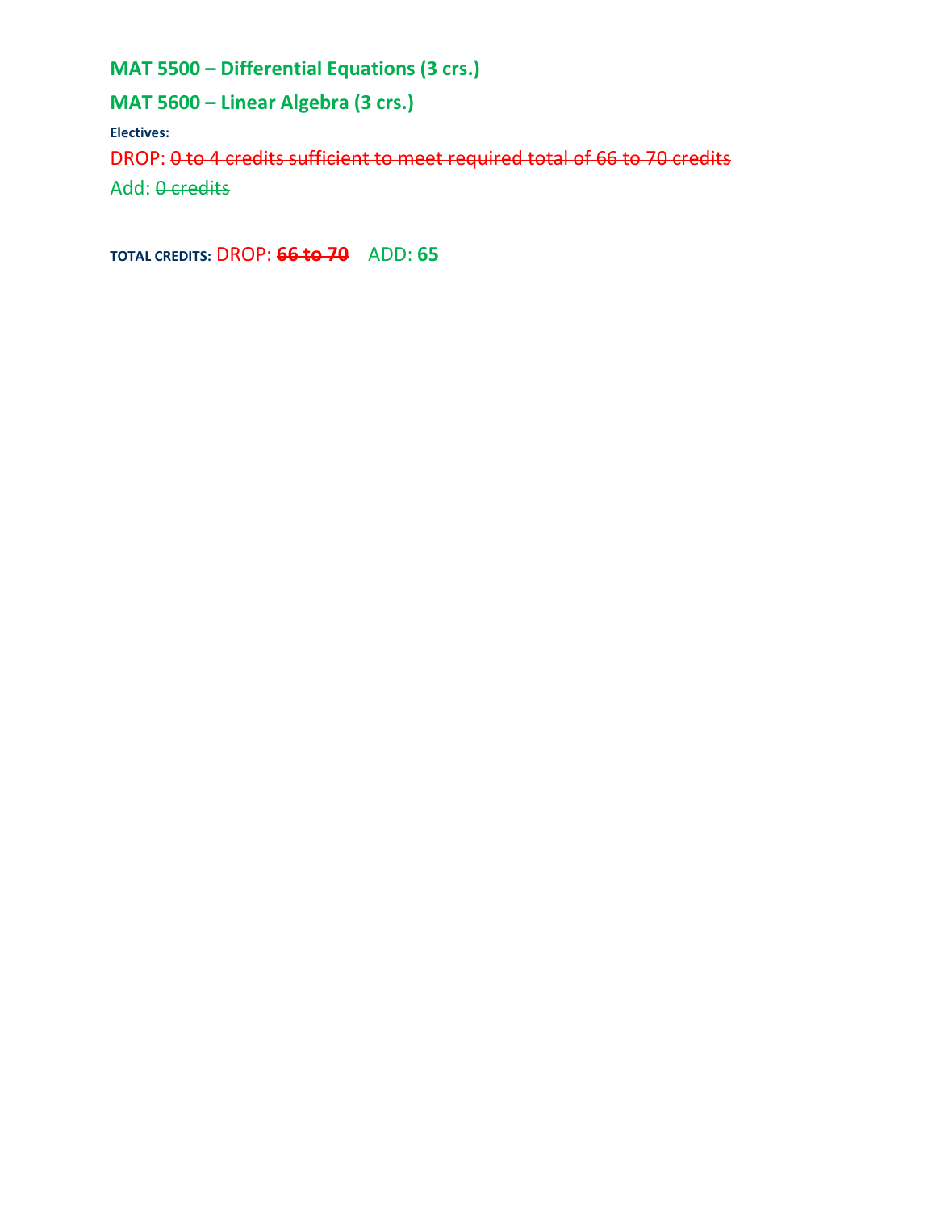**MAT 5500 – Differential Equations (3 crs.)**

**MAT 5600 – Linear Algebra (3 crs.)**

---

**Electives:**

DROP: ~~0 to 4 credits sufficient to meet required total of 66 to 70 credits~~

Add: ~~0 credits~~

---

**TOTAL CREDITS:** DROP: **~~66 to 70~~** ADD: **65**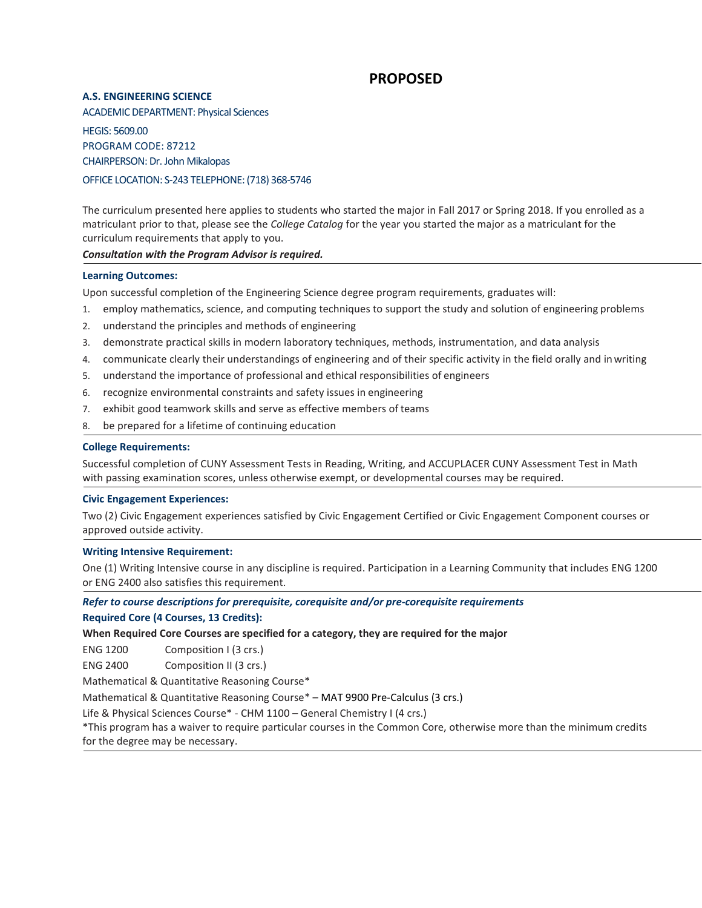# PROPOSED

**A.S. ENGINEERING SCIENCE**

ACADEMIC DEPARTMENT: Physical Sciences

HEGIS: 5609.00

PROGRAM CODE: 87212

CHAIRPERSON: Dr. John Mikalopas

OFFICE LOCATION: S-243 TELEPHONE: (718) 368-5746

The curriculum presented here applies to students who started the major in Fall 2017 or Spring 2018. If you enrolled as a matriculant prior to that, please see the *College Catalog* for the year you started the major as a matriculant for the curriculum requirements that apply to you.

***Consultation with the Program Advisor is required.***

---

**Learning Outcomes:**

Upon successful completion of the Engineering Science degree program requirements, graduates will:

1. employ mathematics, science, and computing techniques to support the study and solution of engineering problems
2. understand the principles and methods of engineering
3. demonstrate practical skills in modern laboratory techniques, methods, instrumentation, and data analysis
4. communicate clearly their understandings of engineering and of their specific activity in the field orally and in writing
5. understand the importance of professional and ethical responsibilities of engineers
6. recognize environmental constraints and safety issues in engineering
7. exhibit good teamwork skills and serve as effective members of teams
8. be prepared for a lifetime of continuing education

---

**College Requirements:**

Successful completion of CUNY Assessment Tests in Reading, Writing, and ACCUPLACER CUNY Assessment Test in Math with passing examination scores, unless otherwise exempt, or developmental courses may be required.

---

**Civic Engagement Experiences:**

Two (2) Civic Engagement experiences satisfied by Civic Engagement Certified or Civic Engagement Component courses or approved outside activity.

---

**Writing Intensive Requirement:**

One (1) Writing Intensive course in any discipline is required. Participation in a Learning Community that includes ENG 1200 or ENG 2400 also satisfies this requirement.

---

***Refer to course descriptions for prerequisite, corequisite and/or pre-corequisite requirements***

**Required Core (4 Courses, 13 Credits):**

**When Required Core Courses are specified for a category, they are required for the major**

ENG 1200 Composition I (3 crs.)

ENG 2400 Composition II (3 crs.)

Mathematical & Quantitative Reasoning Course*

Mathematical & Quantitative Reasoning Course* – MAT 9900 Pre-Calculus (3 crs.)

Life & Physical Sciences Course* - CHM 1100 – General Chemistry I (4 crs.)

*This program has a waiver to require particular courses in the Common Core, otherwise more than the minimum credits for the degree may be necessary.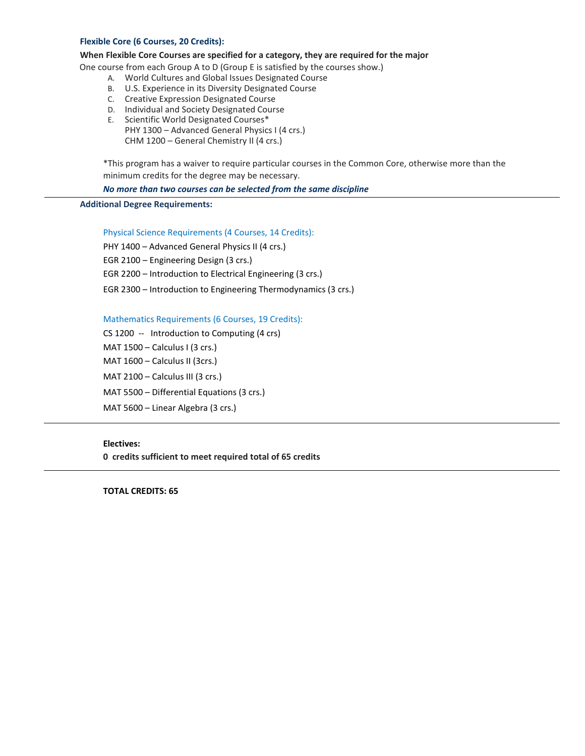### Flexible Core (6 Courses, 20 Credits):

**When Flexible Core Courses are specified for a category, they are required for the major**

One course from each Group A to D (Group E is satisfied by the courses show.)

A. World Cultures and Global Issues Designated Course
B. U.S. Experience in its Diversity Designated Course
C. Creative Expression Designated Course
D. Individual and Society Designated Course
E. Scientific World Designated Courses*
   PHY 1300 – Advanced General Physics I (4 crs.)
   CHM 1200 – General Chemistry II (4 crs.)

*This program has a waiver to require particular courses in the Common Core, otherwise more than the minimum credits for the degree may be necessary.

***No more than two courses can be selected from the same discipline***

---

### Additional Degree Requirements:

#### Physical Science Requirements (4 Courses, 14 Credits):

PHY 1400 – Advanced General Physics II (4 crs.)

EGR 2100 – Engineering Design (3 crs.)

EGR 2200 – Introduction to Electrical Engineering (3 crs.)

EGR 2300 – Introduction to Engineering Thermodynamics (3 crs.)

#### Mathematics Requirements (6 Courses, 19 Credits):

CS 1200 -- Introduction to Computing (4 crs)

MAT 1500 – Calculus I (3 crs.)

MAT 1600 – Calculus II (3crs.)

MAT 2100 – Calculus III (3 crs.)

MAT 5500 – Differential Equations (3 crs.)

MAT 5600 – Linear Algebra (3 crs.)

---

**Electives:**

**0 credits sufficient to meet required total of 65 credits**

---

**TOTAL CREDITS: 65**